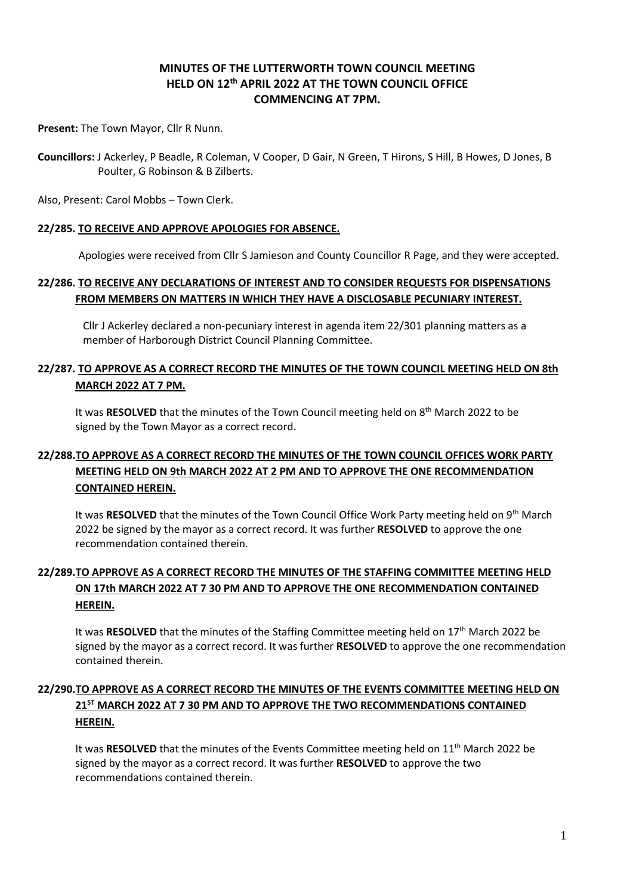# MINUTES OF THE LUTTERWORTH TOWN COUNCIL MEETING HELD ON 12th APRIL 2022 AT THE TOWN COUNCIL OFFICE COMMENCING AT 7PM.

**Present:** The Town Mayor, Cllr R Nunn.

**Councillors:** J Ackerley, P Beadle, R Coleman, V Cooper, D Gair, N Green, T Hirons, S Hill, B Howes, D Jones, B Poulter, G Robinson & B Zilberts.

Also, Present: Carol Mobbs – Town Clerk.

### 22/285. TO RECEIVE AND APPROVE APOLOGIES FOR ABSENCE.

Apologies were received from Cllr S Jamieson and County Councillor R Page, and they were accepted.

### 22/286. TO RECEIVE ANY DECLARATIONS OF INTEREST AND TO CONSIDER REQUESTS FOR DISPENSATIONS FROM MEMBERS ON MATTERS IN WHICH THEY HAVE A DISCLOSABLE PECUNIARY INTEREST.

Cllr J Ackerley declared a non-pecuniary interest in agenda item 22/301 planning matters as a member of Harborough District Council Planning Committee.

### 22/287. TO APPROVE AS A CORRECT RECORD THE MINUTES OF THE TOWN COUNCIL MEETING HELD ON 8th MARCH 2022 AT 7 PM.

It was **RESOLVED** that the minutes of the Town Council meeting held on 8th March 2022 to be signed by the Town Mayor as a correct record.

### 22/288. TO APPROVE AS A CORRECT RECORD THE MINUTES OF THE TOWN COUNCIL OFFICES WORK PARTY MEETING HELD ON 9th MARCH 2022 AT 2 PM AND TO APPROVE THE ONE RECOMMENDATION CONTAINED HEREIN.

It was **RESOLVED** that the minutes of the Town Council Office Work Party meeting held on 9th March 2022 be signed by the mayor as a correct record. It was further **RESOLVED** to approve the one recommendation contained therein.

### 22/289. TO APPROVE AS A CORRECT RECORD THE MINUTES OF THE STAFFING COMMITTEE MEETING HELD ON 17th MARCH 2022 AT 7 30 PM AND TO APPROVE THE ONE RECOMMENDATION CONTAINED HEREIN.

It was **RESOLVED** that the minutes of the Staffing Committee meeting held on 17th March 2022 be signed by the mayor as a correct record. It was further **RESOLVED** to approve the one recommendation contained therein.

### 22/290. TO APPROVE AS A CORRECT RECORD THE MINUTES OF THE EVENTS COMMITTEE MEETING HELD ON 21ST MARCH 2022 AT 7 30 PM AND TO APPROVE THE TWO RECOMMENDATIONS CONTAINED HEREIN.

It was **RESOLVED** that the minutes of the Events Committee meeting held on 11th March 2022 be signed by the mayor as a correct record. It was further **RESOLVED** to approve the two recommendations contained therein.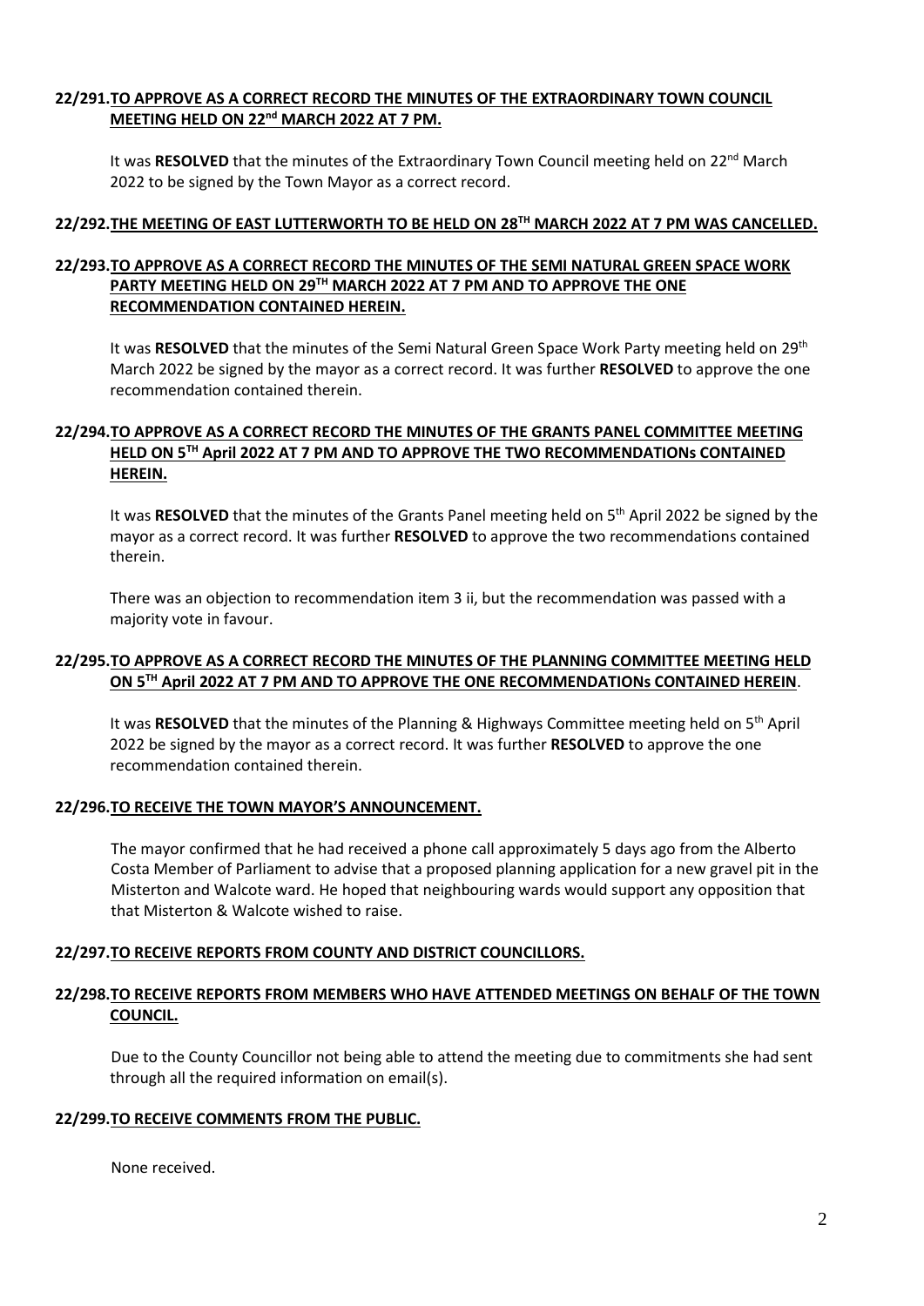**22/291. TO APPROVE AS A CORRECT RECORD THE MINUTES OF THE EXTRAORDINARY TOWN COUNCIL MEETING HELD ON 22nd MARCH 2022 AT 7 PM.**

It was **RESOLVED** that the minutes of the Extraordinary Town Council meeting held on 22nd March 2022 to be signed by the Town Mayor as a correct record.

**22/292. THE MEETING OF EAST LUTTERWORTH TO BE HELD ON 28TH MARCH 2022 AT 7 PM WAS CANCELLED.**

**22/293. TO APPROVE AS A CORRECT RECORD THE MINUTES OF THE SEMI NATURAL GREEN SPACE WORK PARTY MEETING HELD ON 29TH MARCH 2022 AT 7 PM AND TO APPROVE THE ONE RECOMMENDATION CONTAINED HEREIN.**

It was **RESOLVED** that the minutes of the Semi Natural Green Space Work Party meeting held on 29th March 2022 be signed by the mayor as a correct record. It was further **RESOLVED** to approve the one recommendation contained therein.

**22/294. TO APPROVE AS A CORRECT RECORD THE MINUTES OF THE GRANTS PANEL COMMITTEE MEETING HELD ON 5TH April 2022 AT 7 PM AND TO APPROVE THE TWO RECOMMENDATIONs CONTAINED HEREIN.**

It was **RESOLVED** that the minutes of the Grants Panel meeting held on 5th April 2022 be signed by the mayor as a correct record. It was further **RESOLVED** to approve the two recommendations contained therein.

There was an objection to recommendation item 3 ii, but the recommendation was passed with a majority vote in favour.

**22/295. TO APPROVE AS A CORRECT RECORD THE MINUTES OF THE PLANNING COMMITTEE MEETING HELD ON 5TH April 2022 AT 7 PM AND TO APPROVE THE ONE RECOMMENDATIONs CONTAINED HEREIN.**

It was **RESOLVED** that the minutes of the Planning & Highways Committee meeting held on 5th April 2022 be signed by the mayor as a correct record. It was further **RESOLVED** to approve the one recommendation contained therein.

**22/296. TO RECEIVE THE TOWN MAYOR'S ANNOUNCEMENT.**

The mayor confirmed that he had received a phone call approximately 5 days ago from the Alberto Costa Member of Parliament to advise that a proposed planning application for a new gravel pit in the Misterton and Walcote ward. He hoped that neighbouring wards would support any opposition that that Misterton & Walcote wished to raise.

**22/297. TO RECEIVE REPORTS FROM COUNTY AND DISTRICT COUNCILLORS.**

**22/298. TO RECEIVE REPORTS FROM MEMBERS WHO HAVE ATTENDED MEETINGS ON BEHALF OF THE TOWN COUNCIL.**

Due to the County Councillor not being able to attend the meeting due to commitments she had sent through all the required information on email(s).

**22/299. TO RECEIVE COMMENTS FROM THE PUBLIC.**

None received.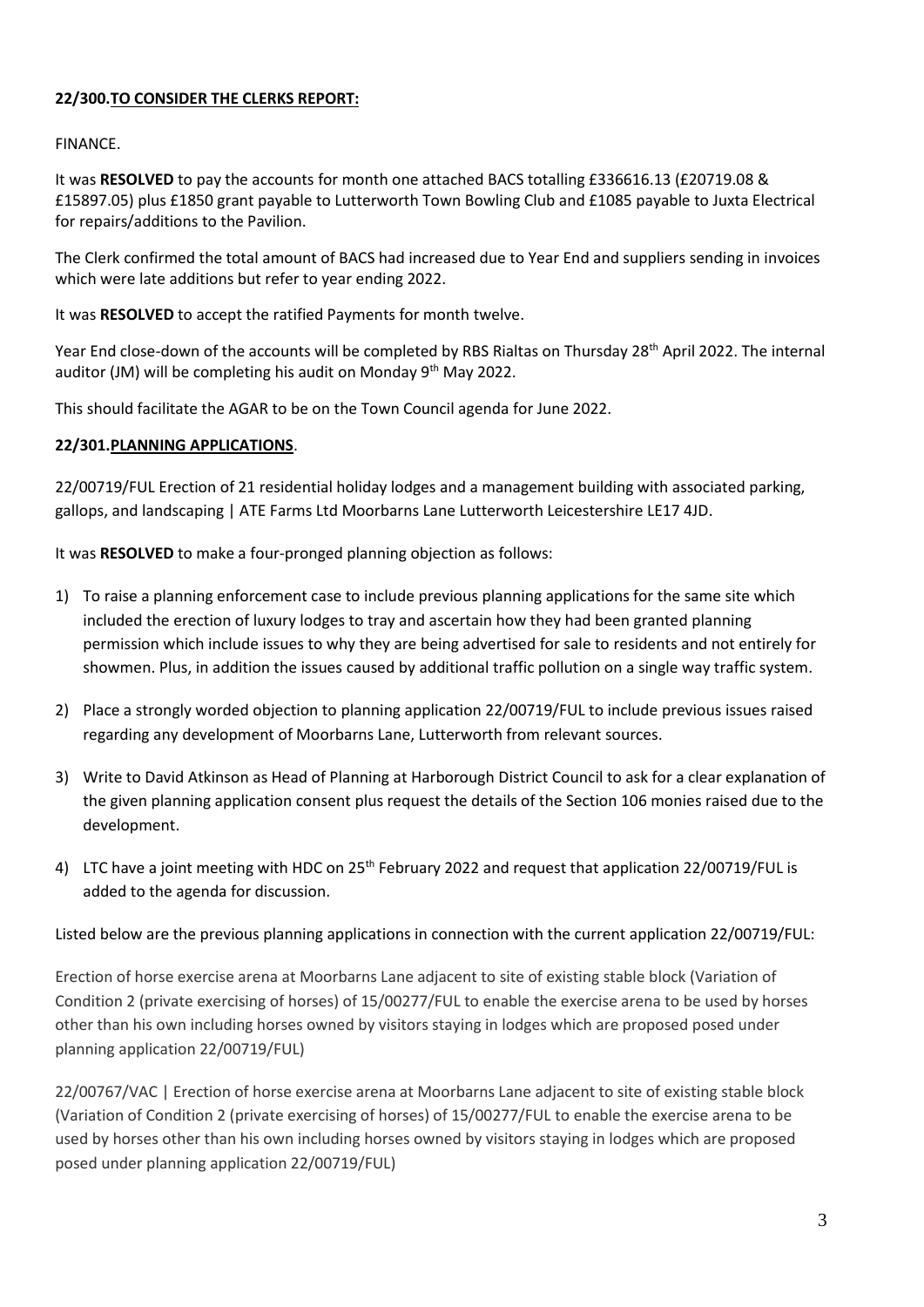**22/300.<u>TO CONSIDER THE CLERKS REPORT:</u>**

FINANCE.

It was **RESOLVED** to pay the accounts for month one attached BACS totalling £336616.13 (£20719.08 & £15897.05) plus £1850 grant payable to Lutterworth Town Bowling Club and £1085 payable to Juxta Electrical for repairs/additions to the Pavilion.

The Clerk confirmed the total amount of BACS had increased due to Year End and suppliers sending in invoices which were late additions but refer to year ending 2022.

It was **RESOLVED** to accept the ratified Payments for month twelve.

Year End close-down of the accounts will be completed by RBS Rialtas on Thursday 28th April 2022. The internal auditor (JM) will be completing his audit on Monday 9th May 2022.

This should facilitate the AGAR to be on the Town Council agenda for June 2022.

**22/301.<u>PLANNING APPLICATIONS</u>**.

22/00719/FUL Erection of 21 residential holiday lodges and a management building with associated parking, gallops, and landscaping | ATE Farms Ltd Moorbarns Lane Lutterworth Leicestershire LE17 4JD.

It was **RESOLVED** to make a four-pronged planning objection as follows:

1) To raise a planning enforcement case to include previous planning applications for the same site which included the erection of luxury lodges to tray and ascertain how they had been granted planning permission which include issues to why they are being advertised for sale to residents and not entirely for showmen. Plus, in addition the issues caused by additional traffic pollution on a single way traffic system.
2) Place a strongly worded objection to planning application 22/00719/FUL to include previous issues raised regarding any development of Moorbarns Lane, Lutterworth from relevant sources.
3) Write to David Atkinson as Head of Planning at Harborough District Council to ask for a clear explanation of the given planning application consent plus request the details of the Section 106 monies raised due to the development.
4) LTC have a joint meeting with HDC on 25th February 2022 and request that application 22/00719/FUL is added to the agenda for discussion.

Listed below are the previous planning applications in connection with the current application 22/00719/FUL:

Erection of horse exercise arena at Moorbarns Lane adjacent to site of existing stable block (Variation of Condition 2 (private exercising of horses) of 15/00277/FUL to enable the exercise arena to be used by horses other than his own including horses owned by visitors staying in lodges which are proposed posed under planning application 22/00719/FUL)

22/00767/VAC | Erection of horse exercise arena at Moorbarns Lane adjacent to site of existing stable block (Variation of Condition 2 (private exercising of horses) of 15/00277/FUL to enable the exercise arena to be used by horses other than his own including horses owned by visitors staying in lodges which are proposed posed under planning application 22/00719/FUL)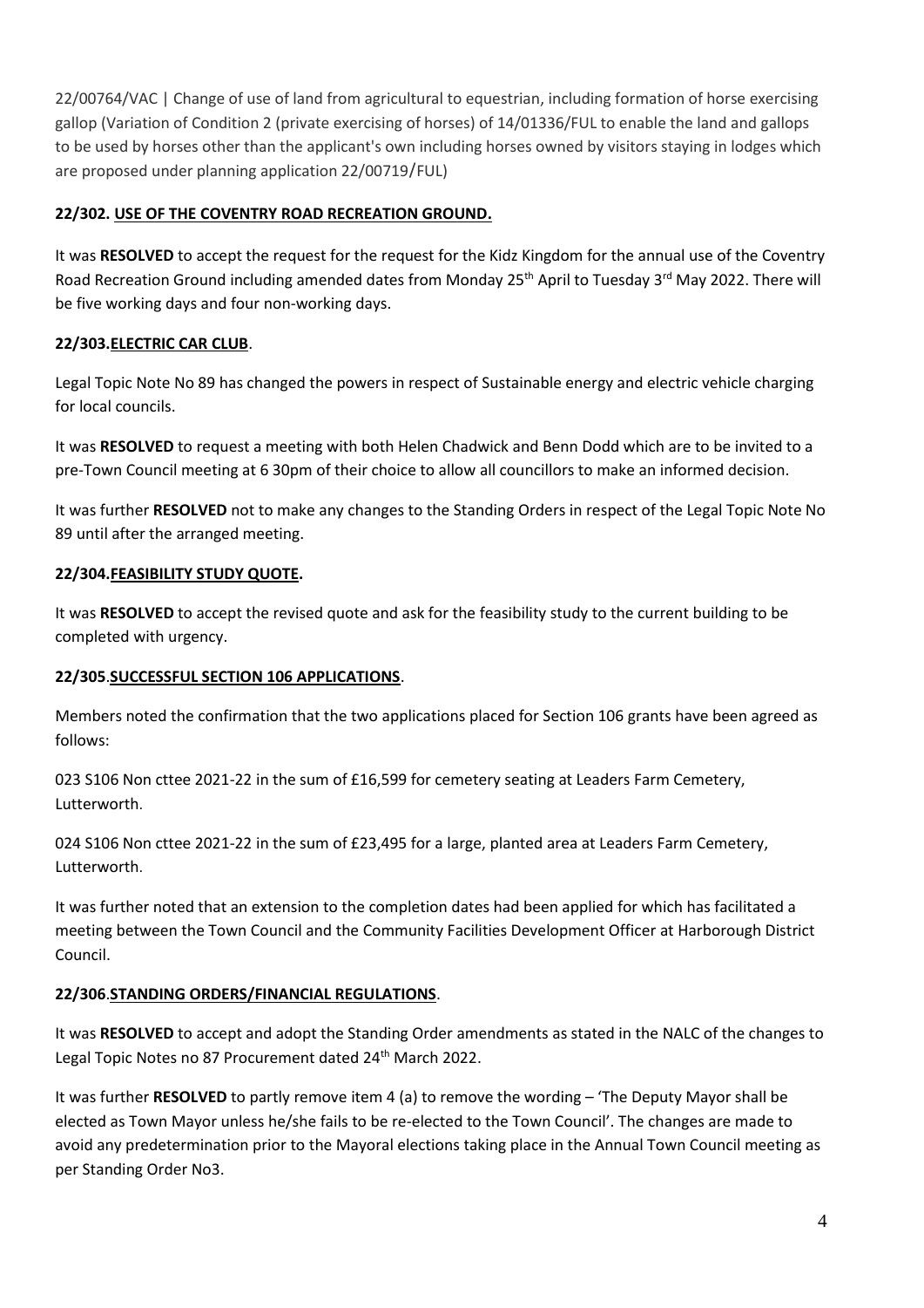22/00764/VAC | Change of use of land from agricultural to equestrian, including formation of horse exercising gallop (Variation of Condition 2 (private exercising of horses) of 14/01336/FUL to enable the land and gallops to be used by horses other than the applicant's own including horses owned by visitors staying in lodges which are proposed under planning application 22/00719/FUL)

**22/302. USE OF THE COVENTRY ROAD RECREATION GROUND.**

It was **RESOLVED** to accept the request for the request for the Kidz Kingdom for the annual use of the Coventry Road Recreation Ground including amended dates from Monday 25th April to Tuesday 3rd May 2022. There will be five working days and four non-working days.

**22/303.ELECTRIC CAR CLUB**.

Legal Topic Note No 89 has changed the powers in respect of Sustainable energy and electric vehicle charging for local councils.

It was **RESOLVED** to request a meeting with both Helen Chadwick and Benn Dodd which are to be invited to a pre-Town Council meeting at 6 30pm of their choice to allow all councillors to make an informed decision.

It was further **RESOLVED** not to make any changes to the Standing Orders in respect of the Legal Topic Note No 89 until after the arranged meeting.

**22/304.FEASIBILITY STUDY QUOTE.**

It was **RESOLVED** to accept the revised quote and ask for the feasibility study to the current building to be completed with urgency.

**22/305.SUCCESSFUL SECTION 106 APPLICATIONS**.

Members noted the confirmation that the two applications placed for Section 106 grants have been agreed as follows:

023 S106 Non cttee 2021-22 in the sum of £16,599 for cemetery seating at Leaders Farm Cemetery, Lutterworth.

024 S106 Non cttee 2021-22 in the sum of £23,495 for a large, planted area at Leaders Farm Cemetery, Lutterworth.

It was further noted that an extension to the completion dates had been applied for which has facilitated a meeting between the Town Council and the Community Facilities Development Officer at Harborough District Council.

**22/306.STANDING ORDERS/FINANCIAL REGULATIONS**.

It was **RESOLVED** to accept and adopt the Standing Order amendments as stated in the NALC of the changes to Legal Topic Notes no 87 Procurement dated 24th March 2022.

It was further **RESOLVED** to partly remove item 4 (a) to remove the wording – 'The Deputy Mayor shall be elected as Town Mayor unless he/she fails to be re-elected to the Town Council'. The changes are made to avoid any predetermination prior to the Mayoral elections taking place in the Annual Town Council meeting as per Standing Order No3.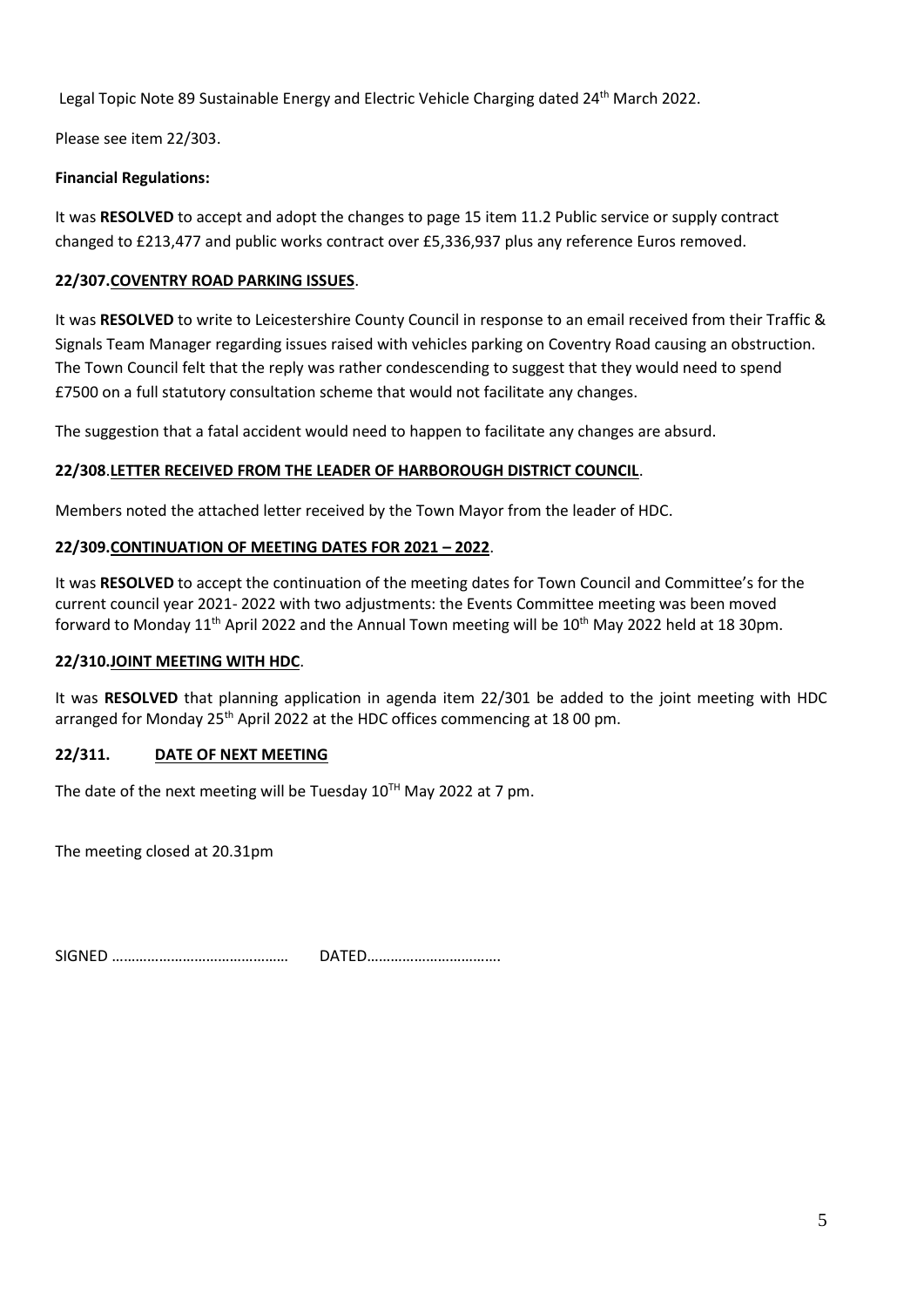Legal Topic Note 89 Sustainable Energy and Electric Vehicle Charging dated 24th March 2022.

Please see item 22/303.

**Financial Regulations:**

It was **RESOLVED** to accept and adopt the changes to page 15 item 11.2 Public service or supply contract changed to £213,477 and public works contract over £5,336,937 plus any reference Euros removed.

**22/307.COVENTRY ROAD PARKING ISSUES**.

It was **RESOLVED** to write to Leicestershire County Council in response to an email received from their Traffic & Signals Team Manager regarding issues raised with vehicles parking on Coventry Road causing an obstruction. The Town Council felt that the reply was rather condescending to suggest that they would need to spend £7500 on a full statutory consultation scheme that would not facilitate any changes.

The suggestion that a fatal accident would need to happen to facilitate any changes are absurd.

**22/308.LETTER RECEIVED FROM THE LEADER OF HARBOROUGH DISTRICT COUNCIL**.

Members noted the attached letter received by the Town Mayor from the leader of HDC.

**22/309.CONTINUATION OF MEETING DATES FOR 2021 – 2022**.

It was **RESOLVED** to accept the continuation of the meeting dates for Town Council and Committee's for the current council year 2021- 2022 with two adjustments: the Events Committee meeting was been moved forward to Monday 11th April 2022 and the Annual Town meeting will be 10th May 2022 held at 18 30pm.

**22/310.JOINT MEETING WITH HDC**.

It was **RESOLVED** that planning application in agenda item 22/301 be added to the joint meeting with HDC arranged for Monday 25th April 2022 at the HDC offices commencing at 18 00 pm.

**22/311. DATE OF NEXT MEETING**

The date of the next meeting will be Tuesday 10TH May 2022 at 7 pm.

The meeting closed at 20.31pm

SIGNED ……………………………………… DATED…………………………….